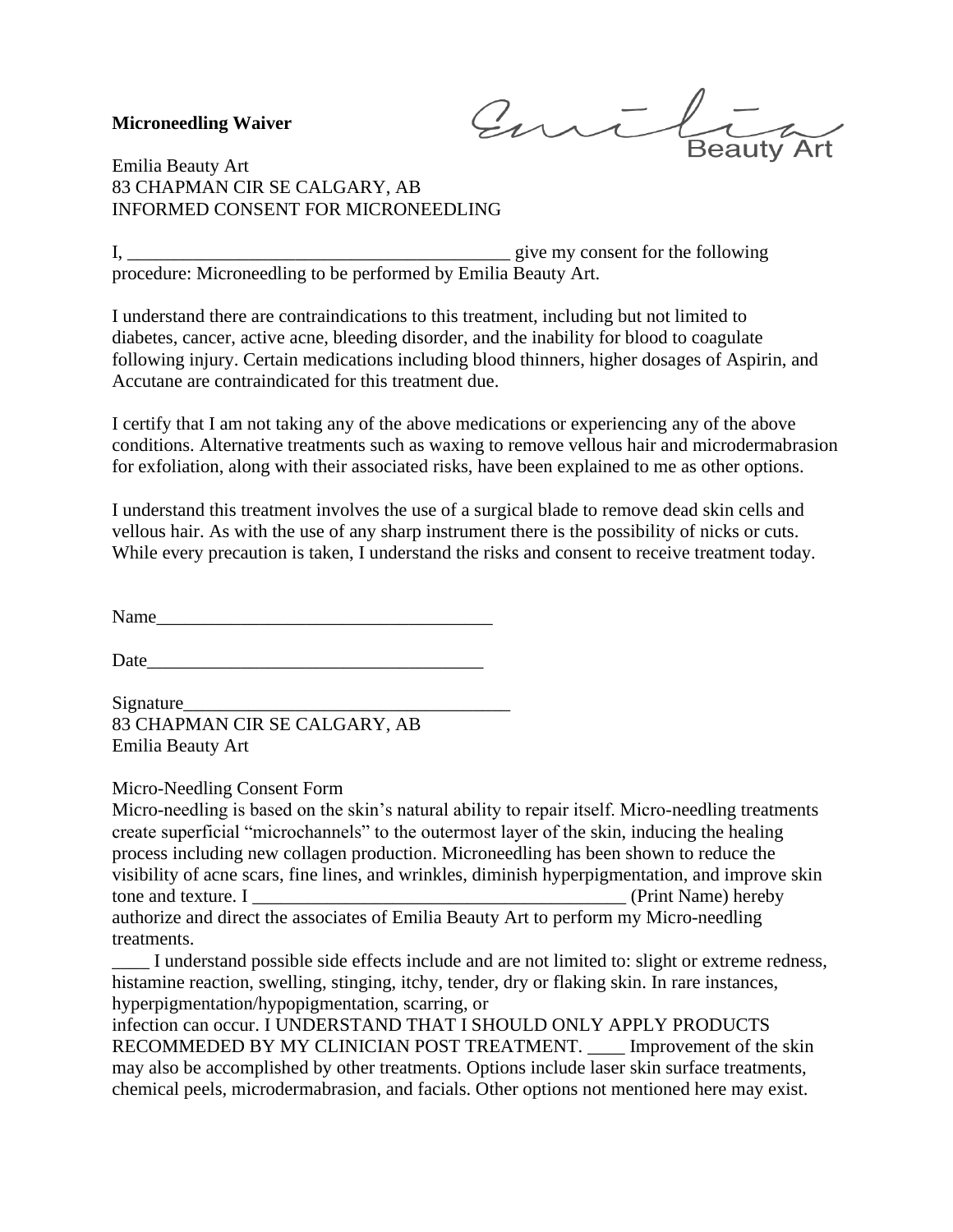**Microneedling Waiver**

Emilia Beauty Art

Emilia Beauty Art
83 CHAPMAN CIR SE CALGARY, AB
INFORMED CONSENT FOR MICRONEEDLING

I, _________________________________________ give my consent for the following procedure: Microneedling to be performed by Emilia Beauty Art.

I understand there are contraindications to this treatment, including but not limited to diabetes, cancer, active acne, bleeding disorder, and the inability for blood to coagulate following injury. Certain medications including blood thinners, higher dosages of Aspirin, and Accutane are contraindicated for this treatment due.

I certify that I am not taking any of the above medications or experiencing any of the above conditions. Alternative treatments such as waxing to remove vellous hair and microdermabrasion for exfoliation, along with their associated risks, have been explained to me as other options.

I understand this treatment involves the use of a surgical blade to remove dead skin cells and vellous hair. As with the use of any sharp instrument there is the possibility of nicks or cuts. While every precaution is taken, I understand the risks and consent to receive treatment today.

Name____________________________________

Date____________________________________

Signature__________________________________
83 CHAPMAN CIR SE CALGARY, AB
Emilia Beauty Art

Micro-Needling Consent Form
Micro-needling is based on the skin's natural ability to repair itself. Micro-needling treatments create superficial "microchannels" to the outermost layer of the skin, inducing the healing process including new collagen production. Microneedling has been shown to reduce the visibility of acne scars, fine lines, and wrinkles, diminish hyperpigmentation, and improve skin tone and texture. I _________________________________________ (Print Name) hereby authorize and direct the associates of Emilia Beauty Art to perform my Micro-needling treatments.

____ I understand possible side effects include and are not limited to: slight or extreme redness, histamine reaction, swelling, stinging, itchy, tender, dry or flaking skin. In rare instances, hyperpigmentation/hypopigmentation, scarring, or
infection can occur. I UNDERSTAND THAT I SHOULD ONLY APPLY PRODUCTS RECOMMEDED BY MY CLINICIAN POST TREATMENT. ____ Improvement of the skin may also be accomplished by other treatments. Options include laser skin surface treatments, chemical peels, microdermabrasion, and facials. Other options not mentioned here may exist.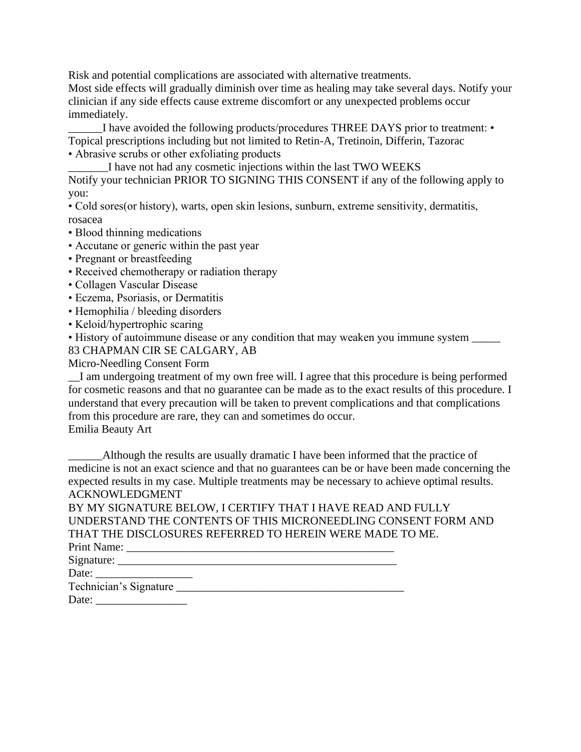Risk and potential complications are associated with alternative treatments.
Most side effects will gradually diminish over time as healing may take several days. Notify your clinician if any side effects cause extreme discomfort or any unexpected problems occur immediately.

______I have avoided the following products/procedures THREE DAYS prior to treatment: • Topical prescriptions including but not limited to Retin-A, Tretinoin, Differin, Tazorac

• Abrasive scrubs or other exfoliating products

_______I have not had any cosmetic injections within the last TWO WEEKS

Notify your technician PRIOR TO SIGNING THIS CONSENT if any of the following apply to you:

• Cold sores(or history), warts, open skin lesions, sunburn, extreme sensitivity, dermatitis, rosacea
• Blood thinning medications
• Accutane or generic within the past year
• Pregnant or breastfeeding
• Received chemotherapy or radiation therapy
• Collagen Vascular Disease
• Eczema, Psoriasis, or Dermatitis
• Hemophilia / bleeding disorders
• Keloid/hypertrophic scaring
• History of autoimmune disease or any condition that may weaken you immune system _____

83 CHAPMAN CIR SE CALGARY, AB

Micro-Needling Consent Form

__I am undergoing treatment of my own free will. I agree that this procedure is being performed for cosmetic reasons and that no guarantee can be made as to the exact results of this procedure. I understand that every precaution will be taken to prevent complications and that complications from this procedure are rare, they can and sometimes do occur.

Emilia Beauty Art

______Although the results are usually dramatic I have been informed that the practice of medicine is not an exact science and that no guarantees can be or have been made concerning the expected results in my case. Multiple treatments may be necessary to achieve optimal results.

ACKNOWLEDGMENT

BY MY SIGNATURE BELOW, I CERTIFY THAT I HAVE READ AND FULLY UNDERSTAND THE CONTENTS OF THIS MICRONEEDLING CONSENT FORM AND THAT THE DISCLOSURES REFERRED TO HEREIN WERE MADE TO ME.

Print Name: ________________________________________________

Signature: __________________________________________________

Date: _________________

Technician's Signature ________________________________________

Date: ________________